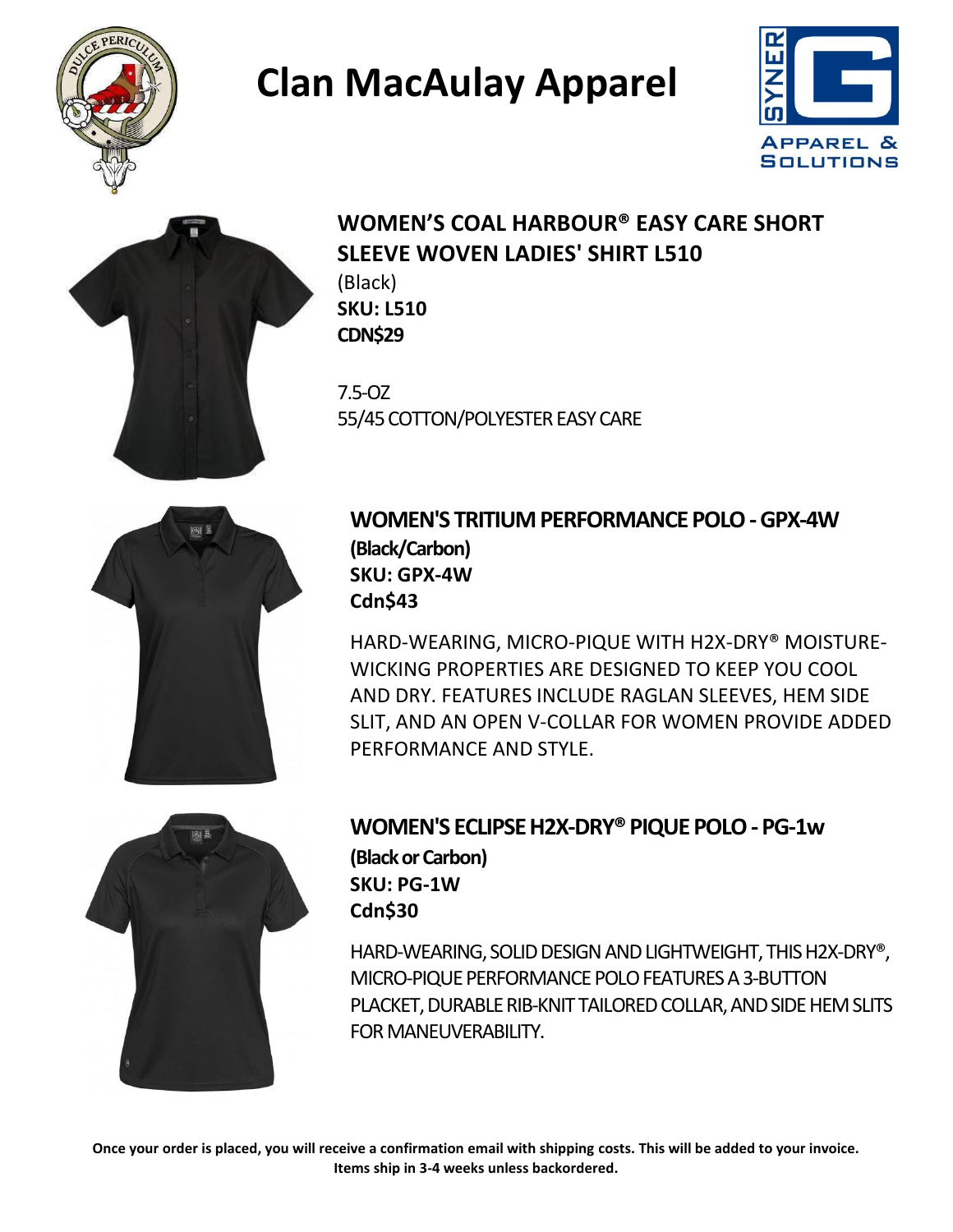# Clan MacAulay Apparel

## WOMEN'S COAL HARBOUR® EASY CARE SHORT SLEEVE WOVEN LADIES' SHIRT L510

(Black)

**SKU: L510**

**CDN$29**

7.5-OZ

55/45 COTTON/POLYESTER EASY CARE

## WOMEN'S TRITIUM PERFORMANCE POLO - GPX-4W

**(Black/Carbon)**

**SKU: GPX-4W**

**Cdn$43**

HARD-WEARING, MICRO-PIQUE WITH H2X-DRY® MOISTURE-WICKING PROPERTIES ARE DESIGNED TO KEEP YOU COOL AND DRY. FEATURES INCLUDE RAGLAN SLEEVES, HEM SIDE SLIT, AND AN OPEN V-COLLAR FOR WOMEN PROVIDE ADDED PERFORMANCE AND STYLE.

## WOMEN'S ECLIPSE H2X-DRY® PIQUE POLO - PG-1w

**(Black or Carbon)**

**SKU: PG-1W**

**Cdn$30**

HARD-WEARING, SOLID DESIGN AND LIGHTWEIGHT, THIS H2X-DRY®, MICRO-PIQUE PERFORMANCE POLO FEATURES A 3-BUTTON PLACKET, DURABLE RIB-KNIT TAILORED COLLAR, AND SIDE HEM SLITS FOR MANEUVERABILITY.

**Once your order is placed, you will receive a confirmation email with shipping costs. This will be added to your invoice. Items ship in 3-4 weeks unless backordered.**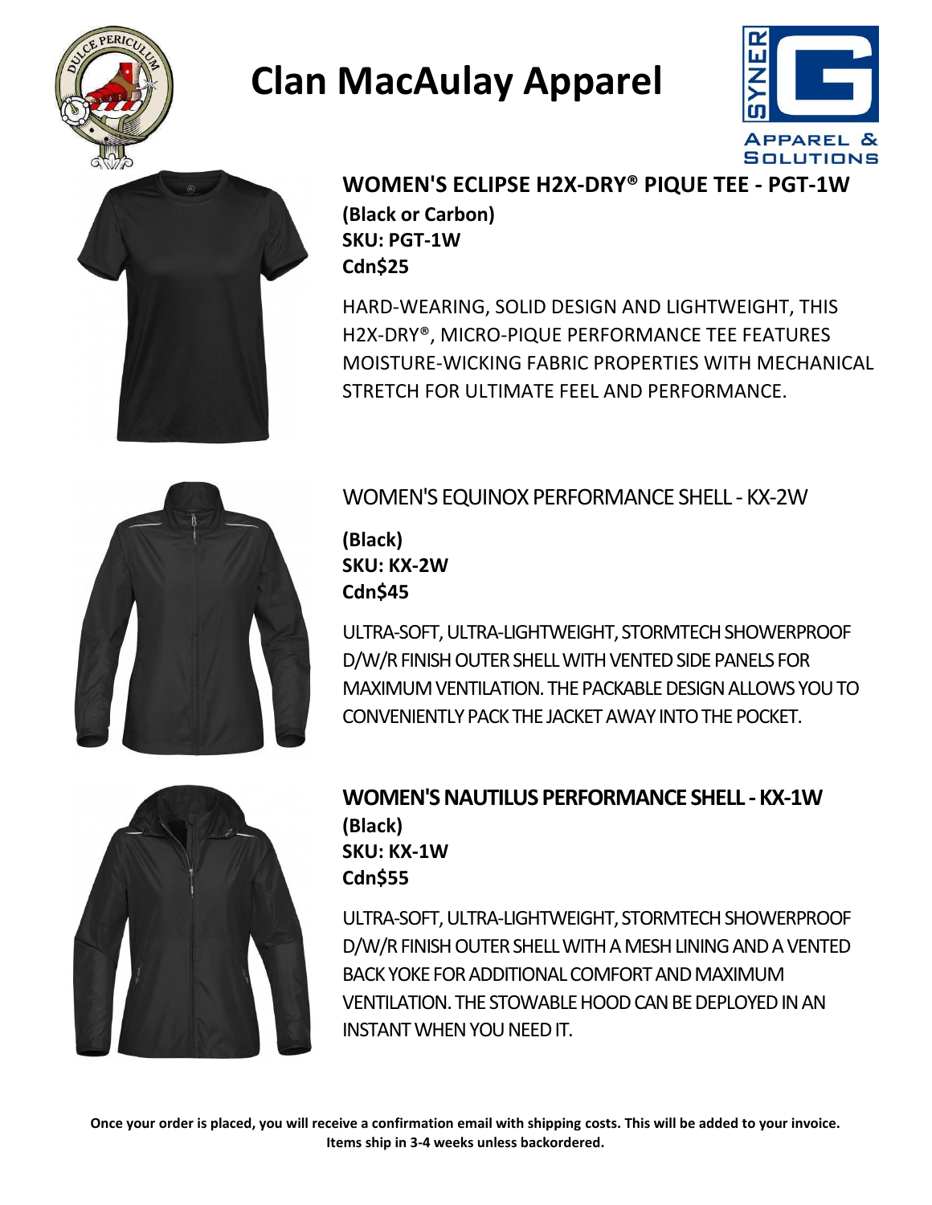# Clan MacAulay Apparel

APPAREL & SOLUTIONS

## WOMEN'S ECLIPSE H2X-DRY® PIQUE TEE - PGT-1W

**(Black or Carbon)**
**SKU: PGT-1W**
**Cdn$25**

HARD-WEARING, SOLID DESIGN AND LIGHTWEIGHT, THIS H2X-DRY®, MICRO-PIQUE PERFORMANCE TEE FEATURES MOISTURE-WICKING FABRIC PROPERTIES WITH MECHANICAL STRETCH FOR ULTIMATE FEEL AND PERFORMANCE.

## WOMEN'S EQUINOX PERFORMANCE SHELL - KX-2W

**(Black)**
**SKU: KX-2W**
**Cdn$45**

ULTRA-SOFT, ULTRA-LIGHTWEIGHT, STORMTECH SHOWERPROOF D/W/R FINISH OUTER SHELL WITH VENTED SIDE PANELS FOR MAXIMUM VENTILATION. THE PACKABLE DESIGN ALLOWS YOU TO CONVENIENTLY PACK THE JACKET AWAY INTO THE POCKET.

## WOMEN'S NAUTILUS PERFORMANCE SHELL - KX-1W

**(Black)**
**SKU: KX-1W**
**Cdn$55**

ULTRA-SOFT, ULTRA-LIGHTWEIGHT, STORMTECH SHOWERPROOF D/W/R FINISH OUTER SHELL WITH A MESH LINING AND A VENTED BACK YOKE FOR ADDITIONAL COMFORT AND MAXIMUM VENTILATION. THE STOWABLE HOOD CAN BE DEPLOYED IN AN INSTANT WHEN YOU NEED IT.

**Once your order is placed, you will receive a confirmation email with shipping costs. This will be added to your invoice. Items ship in 3-4 weeks unless backordered.**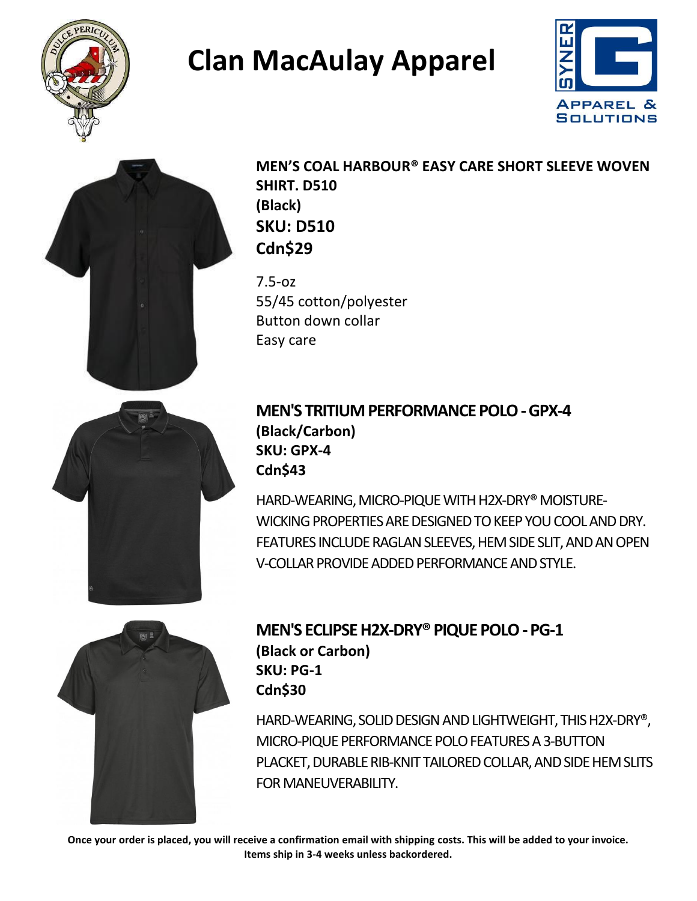# Clan MacAulay Apparel

## MEN'S COAL HARBOUR® EASY CARE SHORT SLEEVE WOVEN SHIRT. D510

**(Black)**

**SKU: D510**

**Cdn$29**

7.5-oz
55/45 cotton/polyester
Button down collar
Easy care

## MEN'S TRITIUM PERFORMANCE POLO - GPX-4

**(Black/Carbon)**

**SKU: GPX-4**

**Cdn$43**

HARD-WEARING, MICRO-PIQUE WITH H2X-DRY® MOISTURE-WICKING PROPERTIES ARE DESIGNED TO KEEP YOU COOL AND DRY. FEATURES INCLUDE RAGLAN SLEEVES, HEM SIDE SLIT, AND AN OPEN V-COLLAR PROVIDE ADDED PERFORMANCE AND STYLE.

## MEN'S ECLIPSE H2X-DRY® PIQUE POLO - PG-1

**(Black or Carbon)**

**SKU: PG-1**

**Cdn$30**

HARD-WEARING, SOLID DESIGN AND LIGHTWEIGHT, THIS H2X-DRY®, MICRO-PIQUE PERFORMANCE POLO FEATURES A 3-BUTTON PLACKET, DURABLE RIB-KNIT TAILORED COLLAR, AND SIDE HEM SLITS FOR MANEUVERABILITY.

**Once your order is placed, you will receive a confirmation email with shipping costs. This will be added to your invoice. Items ship in 3-4 weeks unless backordered.**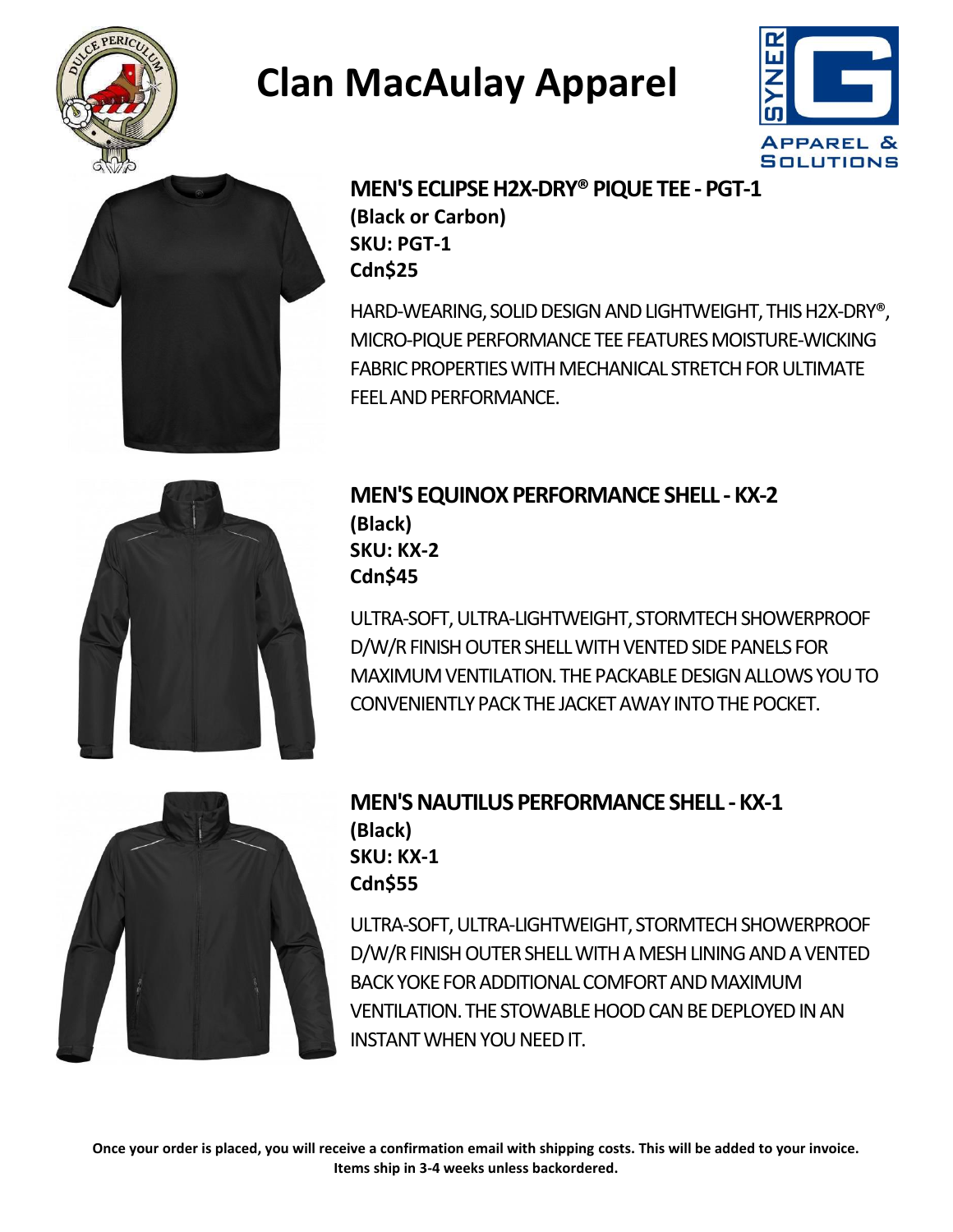# Clan MacAulay Apparel

## MEN'S ECLIPSE H2X-DRY® PIQUE TEE - PGT-1

**(Black or Carbon)**
**SKU: PGT-1**
**Cdn$25**

HARD-WEARING, SOLID DESIGN AND LIGHTWEIGHT, THIS H2X-DRY®, MICRO-PIQUE PERFORMANCE TEE FEATURES MOISTURE-WICKING FABRIC PROPERTIES WITH MECHANICAL STRETCH FOR ULTIMATE FEEL AND PERFORMANCE.

## MEN'S EQUINOX PERFORMANCE SHELL - KX-2

**(Black)**
**SKU: KX-2**
**Cdn$45**

ULTRA-SOFT, ULTRA-LIGHTWEIGHT, STORMTECH SHOWERPROOF D/W/R FINISH OUTER SHELL WITH VENTED SIDE PANELS FOR MAXIMUM VENTILATION. THE PACKABLE DESIGN ALLOWS YOU TO CONVENIENTLY PACK THE JACKET AWAY INTO THE POCKET.

## MEN'S NAUTILUS PERFORMANCE SHELL - KX-1

**(Black)**
**SKU: KX-1**
**Cdn$55**

ULTRA-SOFT, ULTRA-LIGHTWEIGHT, STORMTECH SHOWERPROOF D/W/R FINISH OUTER SHELL WITH A MESH LINING AND A VENTED BACK YOKE FOR ADDITIONAL COMFORT AND MAXIMUM VENTILATION. THE STOWABLE HOOD CAN BE DEPLOYED IN AN INSTANT WHEN YOU NEED IT.

**Once your order is placed, you will receive a confirmation email with shipping costs. This will be added to your invoice. Items ship in 3-4 weeks unless backordered.**